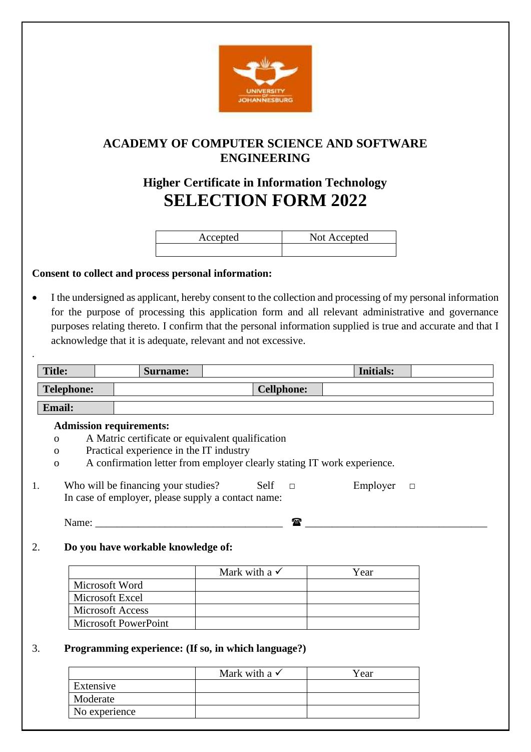UNIVERSITY OF JOHANNESBURG

## ACADEMY OF COMPUTER SCIENCE AND SOFTWARE ENGINEERING

### Higher Certificate in Information Technology

# SELECTION FORM 2022

| Accepted | Not Accepted |
| --- | --- |
| | |

**Consent to collect and process personal information:**

- I the undersigned as applicant, hereby consent to the collection and processing of my personal information for the purpose of processing this application form and all relevant administrative and governance purposes relating thereto. I confirm that the personal information supplied is true and accurate and that I acknowledge that it is adequate, relevant and not excessive.

.

| **Title:** | | **Surname:** | | **Initials:** | |
| --- | --- | --- | --- | --- | --- |

| **Telephone:** | | **Cellphone:** | |
| --- | --- | --- | --- |

| **Email:** | |
| --- | --- |

**Admission requirements:**

- o A Matric certificate or equivalent qualification
- o Practical experience in the IT industry
- o A confirmation letter from employer clearly stating IT work experience.

1. Who will be financing your studies? Self □ Employer □
   In case of employer, please supply a contact name:

   Name: ___________________________________ ☎ __________________________________

2. **Do you have workable knowledge of:**

| | Mark with a ✓ | Year |
| --- | --- | --- |
| Microsoft Word | | |
| Microsoft Excel | | |
| Microsoft Access | | |
| Microsoft PowerPoint | | |

3. **Programming experience: (If so, in which language?)**

| | Mark with a ✓ | Year |
| --- | --- | --- |
| Extensive | | |
| Moderate | | |
| No experience | | |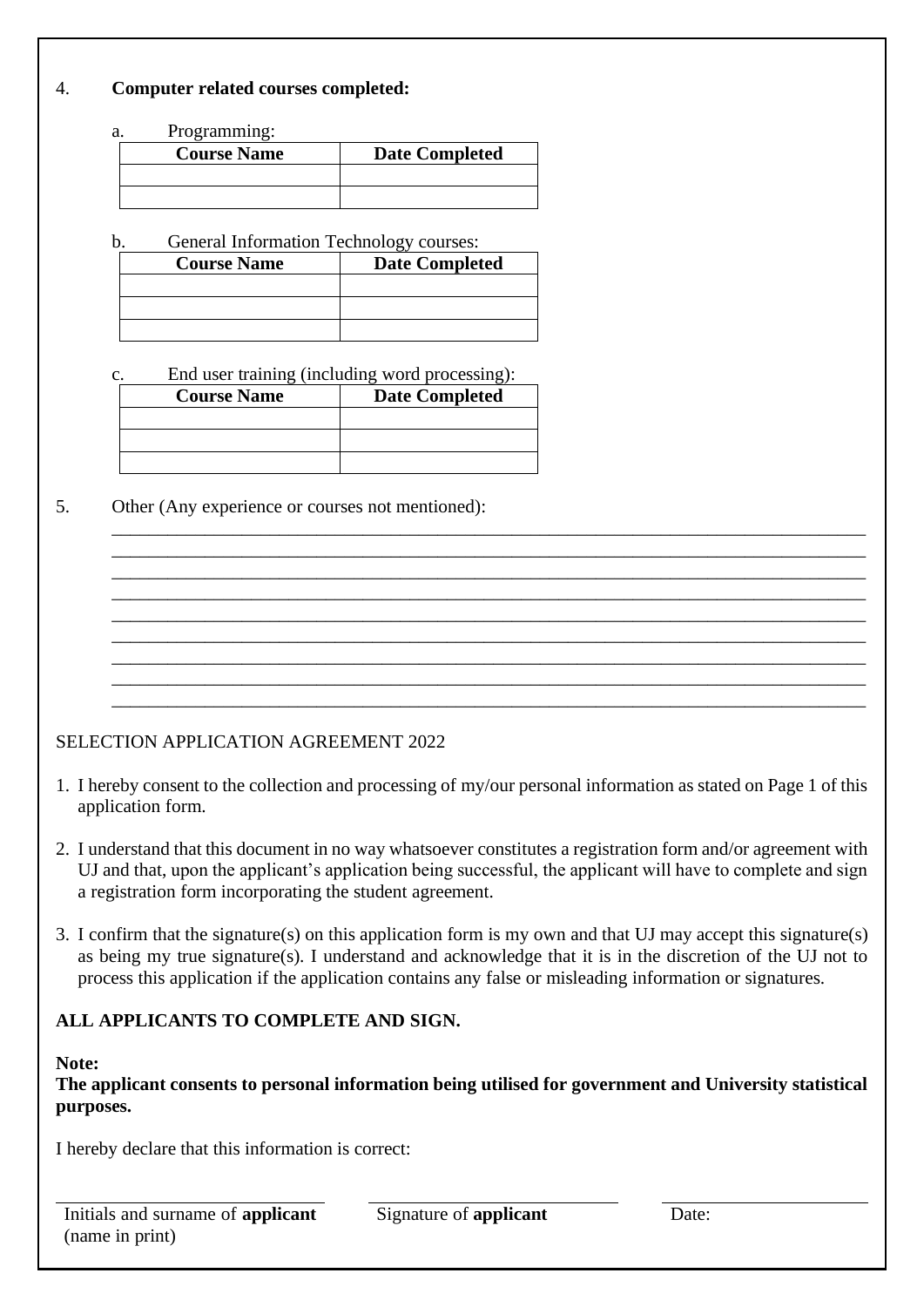4. **Computer related courses completed:**

   a. Programming:

| Course Name | Date Completed |
|---|---|
| | |
| | |

   b. General Information Technology courses:

| Course Name | Date Completed |
|---|---|
| | |
| | |
| | |

   c. End user training (including word processing):

| Course Name | Date Completed |
|---|---|
| | |
| | |
| | |

5. Other (Any experience or courses not mentioned):

   ___________________________________________________________________________
   ___________________________________________________________________________
   ___________________________________________________________________________
   ___________________________________________________________________________
   ___________________________________________________________________________
   ___________________________________________________________________________
   ___________________________________________________________________________
   ___________________________________________________________________________
   ___________________________________________________________________________

SELECTION APPLICATION AGREEMENT 2022

1. I hereby consent to the collection and processing of my/our personal information as stated on Page 1 of this application form.

2. I understand that this document in no way whatsoever constitutes a registration form and/or agreement with UJ and that, upon the applicant's application being successful, the applicant will have to complete and sign a registration form incorporating the student agreement.

3. I confirm that the signature(s) on this application form is my own and that UJ may accept this signature(s) as being my true signature(s). I understand and acknowledge that it is in the discretion of the UJ not to process this application if the application contains any false or misleading information or signatures.

**ALL APPLICANTS TO COMPLETE AND SIGN.**

**Note:**
**The applicant consents to personal information being utilised for government and University statistical purposes.**

I hereby declare that this information is correct:

| Initials and surname of **applicant** (name in print) | Signature of **applicant** | Date: |
|---|---|---|